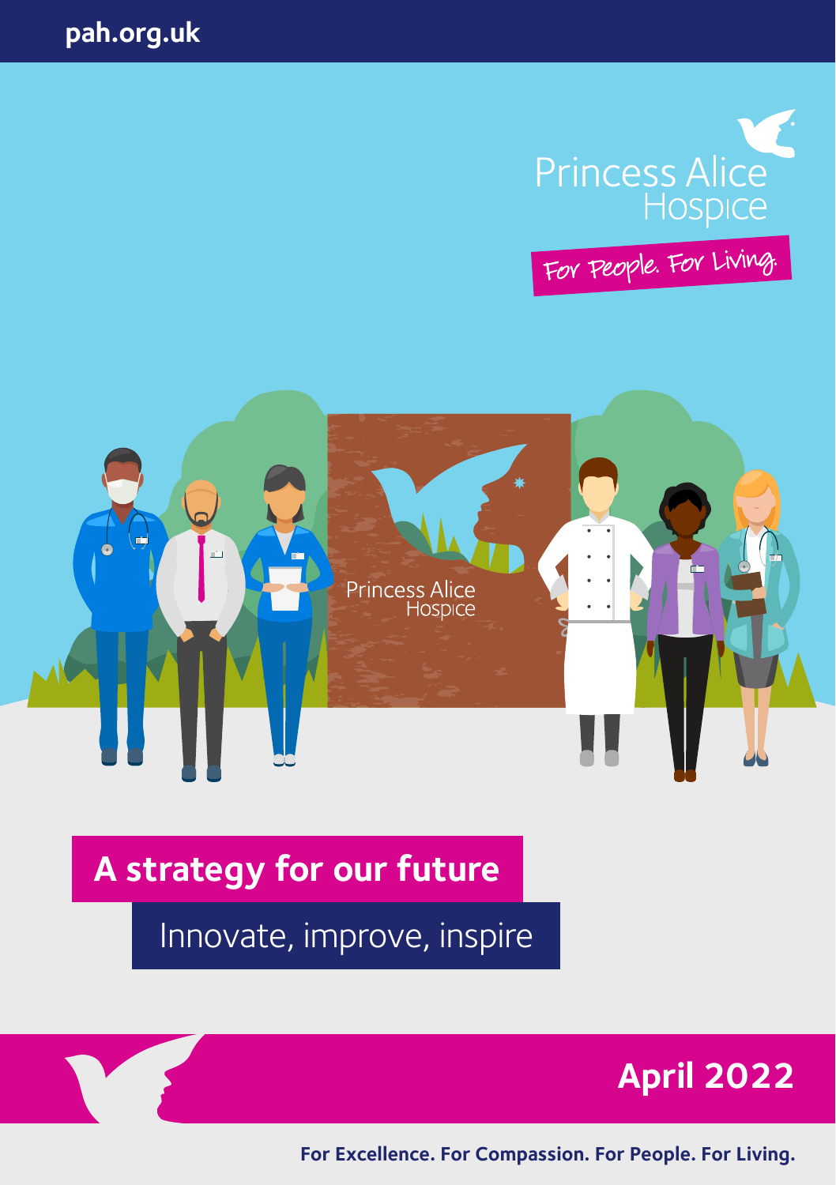pah.org.uk

Princess Alice Hospice

For People. For Living.

# A strategy for our future

## Innovate, improve, inspire

**April 2022**

**For Excellence. For Compassion. For People. For Living.**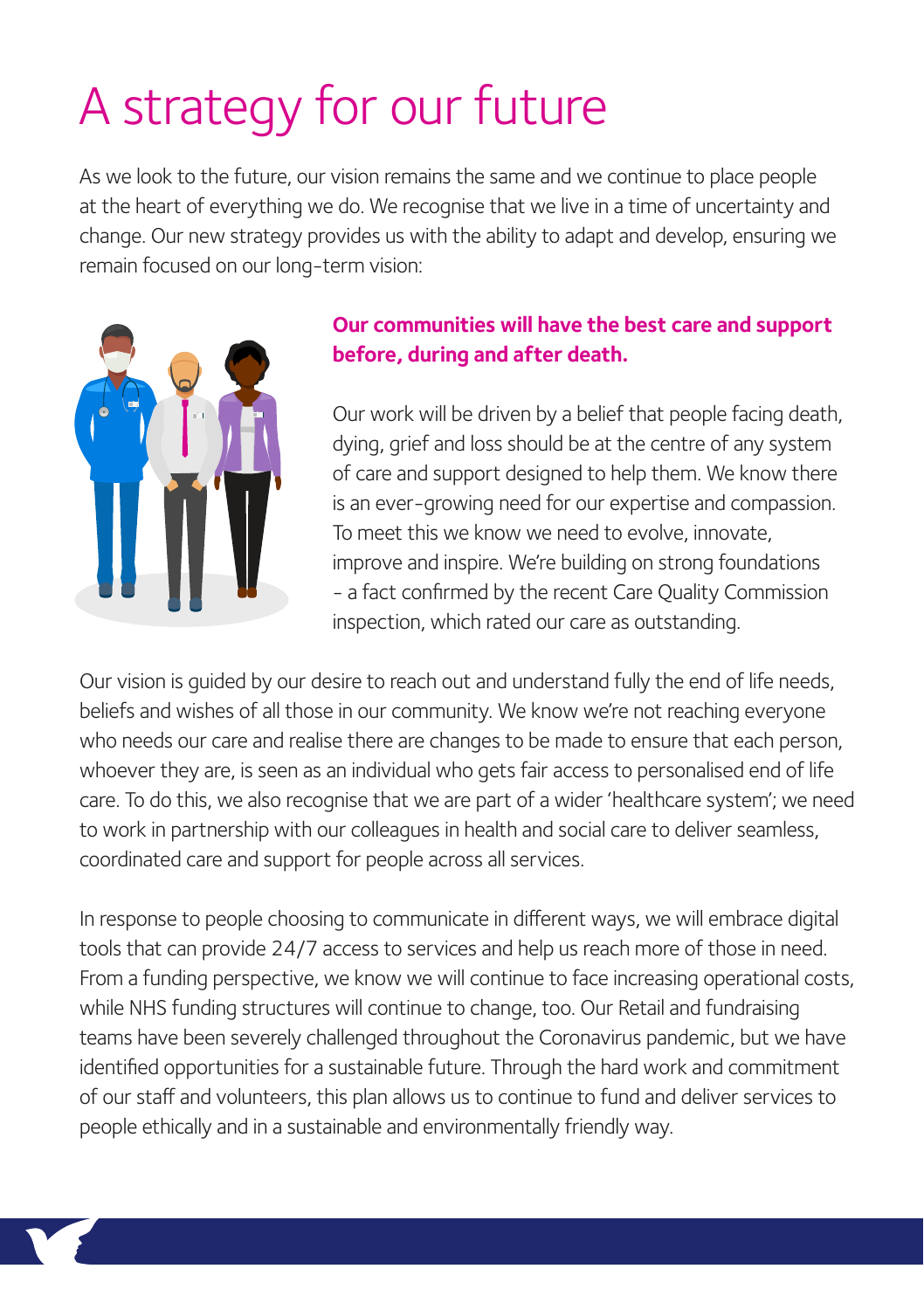# A strategy for our future

As we look to the future, our vision remains the same and we continue to place people at the heart of everything we do. We recognise that we live in a time of uncertainty and change. Our new strategy provides us with the ability to adapt and develop, ensuring we remain focused on our long-term vision:

**Our communities will have the best care and support before, during and after death.**

Our work will be driven by a belief that people facing death, dying, grief and loss should be at the centre of any system of care and support designed to help them. We know there is an ever-growing need for our expertise and compassion. To meet this we know we need to evolve, innovate, improve and inspire. We're building on strong foundations - a fact confirmed by the recent Care Quality Commission inspection, which rated our care as outstanding.

Our vision is guided by our desire to reach out and understand fully the end of life needs, beliefs and wishes of all those in our community. We know we're not reaching everyone who needs our care and realise there are changes to be made to ensure that each person, whoever they are, is seen as an individual who gets fair access to personalised end of life care. To do this, we also recognise that we are part of a wider 'healthcare system'; we need to work in partnership with our colleagues in health and social care to deliver seamless, coordinated care and support for people across all services.

In response to people choosing to communicate in different ways, we will embrace digital tools that can provide 24/7 access to services and help us reach more of those in need. From a funding perspective, we know we will continue to face increasing operational costs, while NHS funding structures will continue to change, too. Our Retail and fundraising teams have been severely challenged throughout the Coronavirus pandemic, but we have identified opportunities for a sustainable future. Through the hard work and commitment of our staff and volunteers, this plan allows us to continue to fund and deliver services to people ethically and in a sustainable and environmentally friendly way.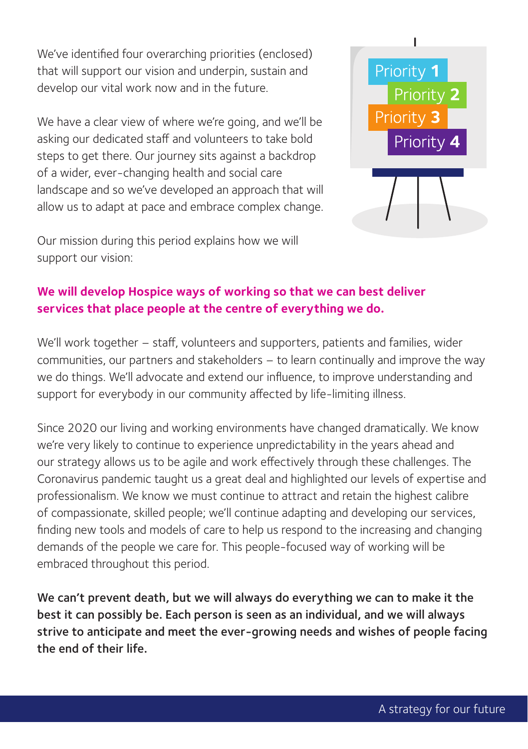We've identified four overarching priorities (enclosed) that will support our vision and underpin, sustain and develop our vital work now and in the future.

We have a clear view of where we're going, and we'll be asking our dedicated staff and volunteers to take bold steps to get there. Our journey sits against a backdrop of a wider, ever-changing health and social care landscape and so we've developed an approach that will allow us to adapt at pace and embrace complex change.

Our mission during this period explains how we will support our vision:

**We will develop Hospice ways of working so that we can best deliver services that place people at the centre of everything we do.**

We'll work together – staff, volunteers and supporters, patients and families, wider communities, our partners and stakeholders – to learn continually and improve the way we do things. We'll advocate and extend our influence, to improve understanding and support for everybody in our community affected by life-limiting illness.

Since 2020 our living and working environments have changed dramatically. We know we're very likely to continue to experience unpredictability in the years ahead and our strategy allows us to be agile and work effectively through these challenges. The Coronavirus pandemic taught us a great deal and highlighted our levels of expertise and professionalism. We know we must continue to attract and retain the highest calibre of compassionate, skilled people; we'll continue adapting and developing our services, finding new tools and models of care to help us respond to the increasing and changing demands of the people we care for. This people-focused way of working will be embraced throughout this period.

**We can't prevent death, but we will always do everything we can to make it the best it can possibly be. Each person is seen as an individual, and we will always strive to anticipate and meet the ever-growing needs and wishes of people facing the end of their life.**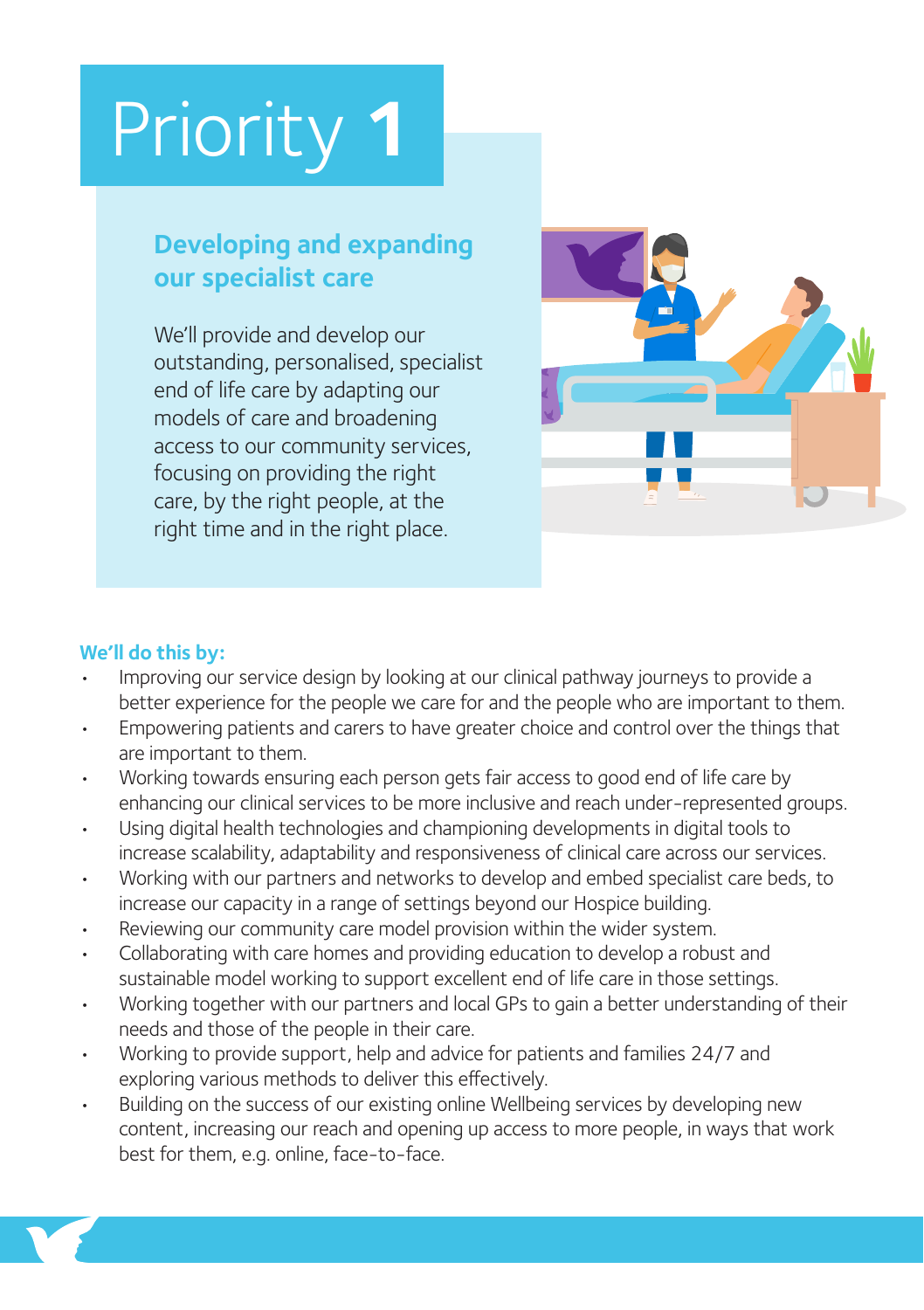# Priority 1

## Developing and expanding our specialist care

We'll provide and develop our outstanding, personalised, specialist end of life care by adapting our models of care and broadening access to our community services, focusing on providing the right care, by the right people, at the right time and in the right place.

**We'll do this by:**

- Improving our service design by looking at our clinical pathway journeys to provide a better experience for the people we care for and the people who are important to them.
- Empowering patients and carers to have greater choice and control over the things that are important to them.
- Working towards ensuring each person gets fair access to good end of life care by enhancing our clinical services to be more inclusive and reach under-represented groups.
- Using digital health technologies and championing developments in digital tools to increase scalability, adaptability and responsiveness of clinical care across our services.
- Working with our partners and networks to develop and embed specialist care beds, to increase our capacity in a range of settings beyond our Hospice building.
- Reviewing our community care model provision within the wider system.
- Collaborating with care homes and providing education to develop a robust and sustainable model working to support excellent end of life care in those settings.
- Working together with our partners and local GPs to gain a better understanding of their needs and those of the people in their care.
- Working to provide support, help and advice for patients and families 24/7 and exploring various methods to deliver this effectively.
- Building on the success of our existing online Wellbeing services by developing new content, increasing our reach and opening up access to more people, in ways that work best for them, e.g. online, face-to-face.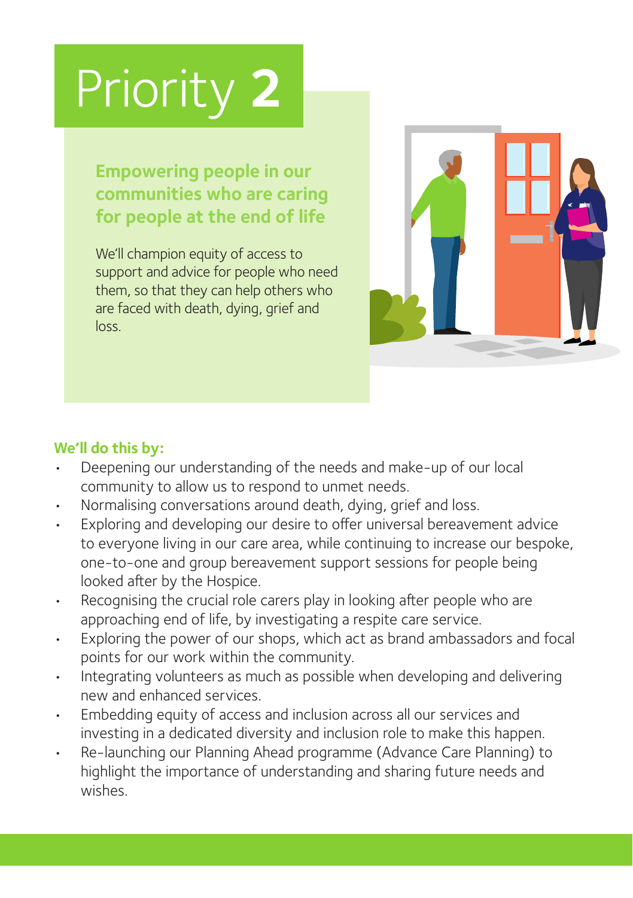# Priority 2

## Empowering people in our communities who are caring for people at the end of life

We'll champion equity of access to support and advice for people who need them, so that they can help others who are faced with death, dying, grief and loss.

**We'll do this by:**

- Deepening our understanding of the needs and make-up of our local community to allow us to respond to unmet needs.
- Normalising conversations around death, dying, grief and loss.
- Exploring and developing our desire to offer universal bereavement advice to everyone living in our care area, while continuing to increase our bespoke, one-to-one and group bereavement support sessions for people being looked after by the Hospice.
- Recognising the crucial role carers play in looking after people who are approaching end of life, by investigating a respite care service.
- Exploring the power of our shops, which act as brand ambassadors and focal points for our work within the community.
- Integrating volunteers as much as possible when developing and delivering new and enhanced services.
- Embedding equity of access and inclusion across all our services and investing in a dedicated diversity and inclusion role to make this happen.
- Re-launching our Planning Ahead programme (Advance Care Planning) to highlight the importance of understanding and sharing future needs and wishes.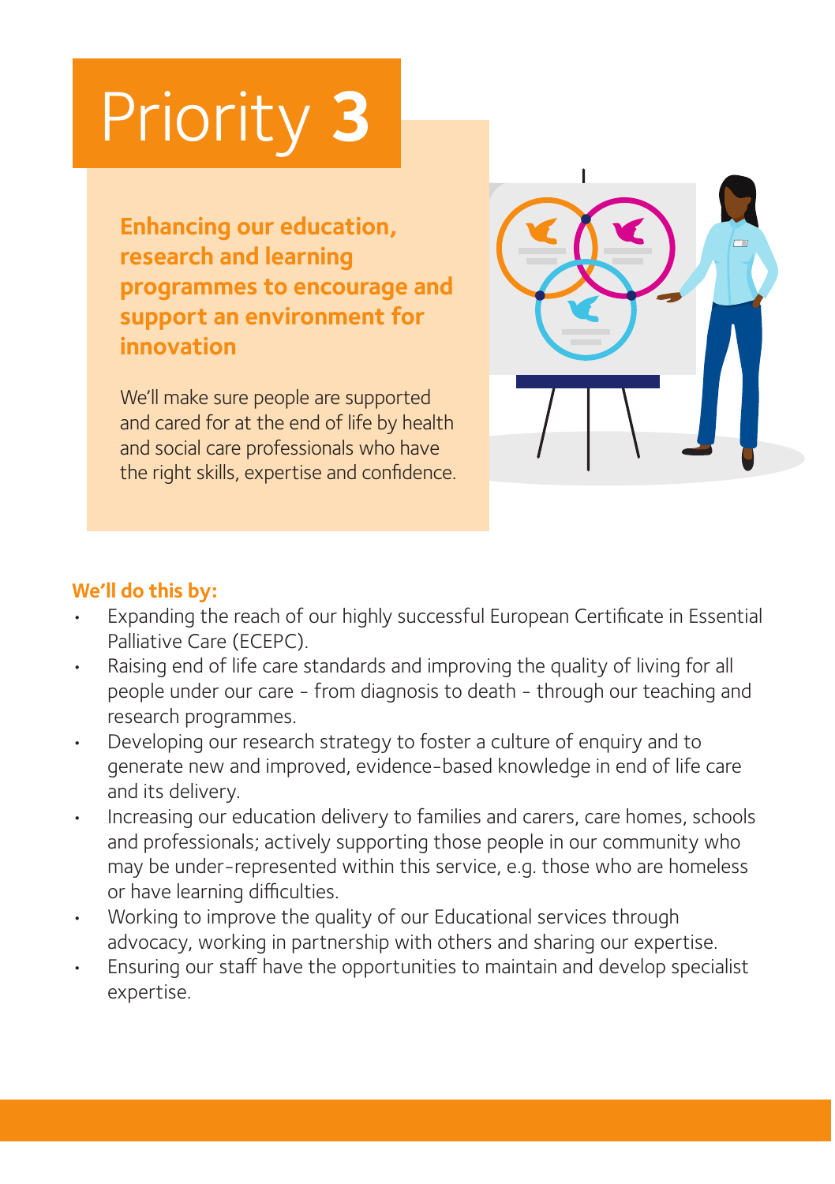# Priority 3

## Enhancing our education, research and learning programmes to encourage and support an environment for innovation

We'll make sure people are supported and cared for at the end of life by health and social care professionals who have the right skills, expertise and confidence.

**We'll do this by:**

- Expanding the reach of our highly successful European Certificate in Essential Palliative Care (ECEPC).
- Raising end of life care standards and improving the quality of living for all people under our care - from diagnosis to death - through our teaching and research programmes.
- Developing our research strategy to foster a culture of enquiry and to generate new and improved, evidence-based knowledge in end of life care and its delivery.
- Increasing our education delivery to families and carers, care homes, schools and professionals; actively supporting those people in our community who may be under-represented within this service, e.g. those who are homeless or have learning difficulties.
- Working to improve the quality of our Educational services through advocacy, working in partnership with others and sharing our expertise.
- Ensuring our staff have the opportunities to maintain and develop specialist expertise.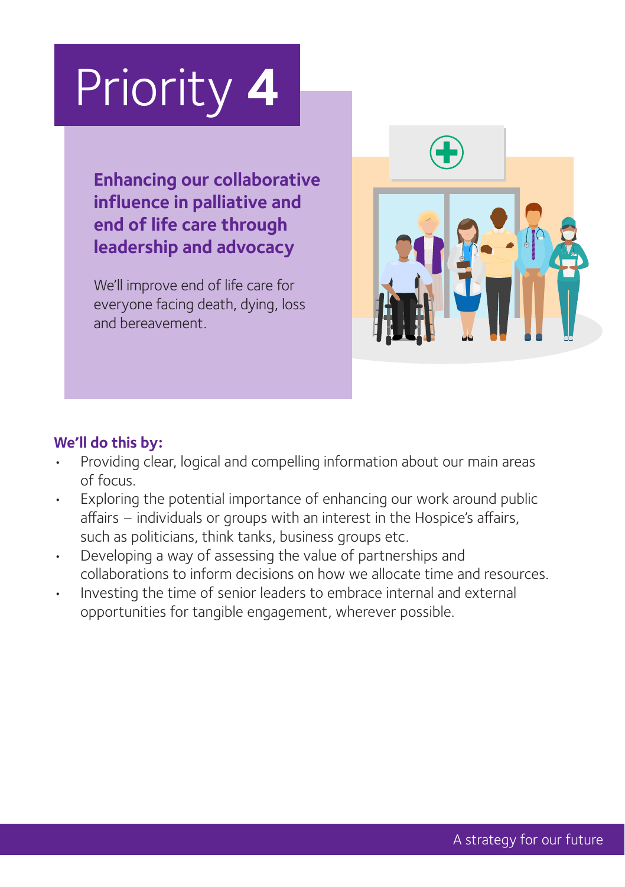# Priority 4

## Enhancing our collaborative influence in palliative and end of life care through leadership and advocacy

We'll improve end of life care for everyone facing death, dying, loss and bereavement.

**We'll do this by:**

- Providing clear, logical and compelling information about our main areas of focus.
- Exploring the potential importance of enhancing our work around public affairs – individuals or groups with an interest in the Hospice's affairs, such as politicians, think tanks, business groups etc.
- Developing a way of assessing the value of partnerships and collaborations to inform decisions on how we allocate time and resources.
- Investing the time of senior leaders to embrace internal and external opportunities for tangible engagement, wherever possible.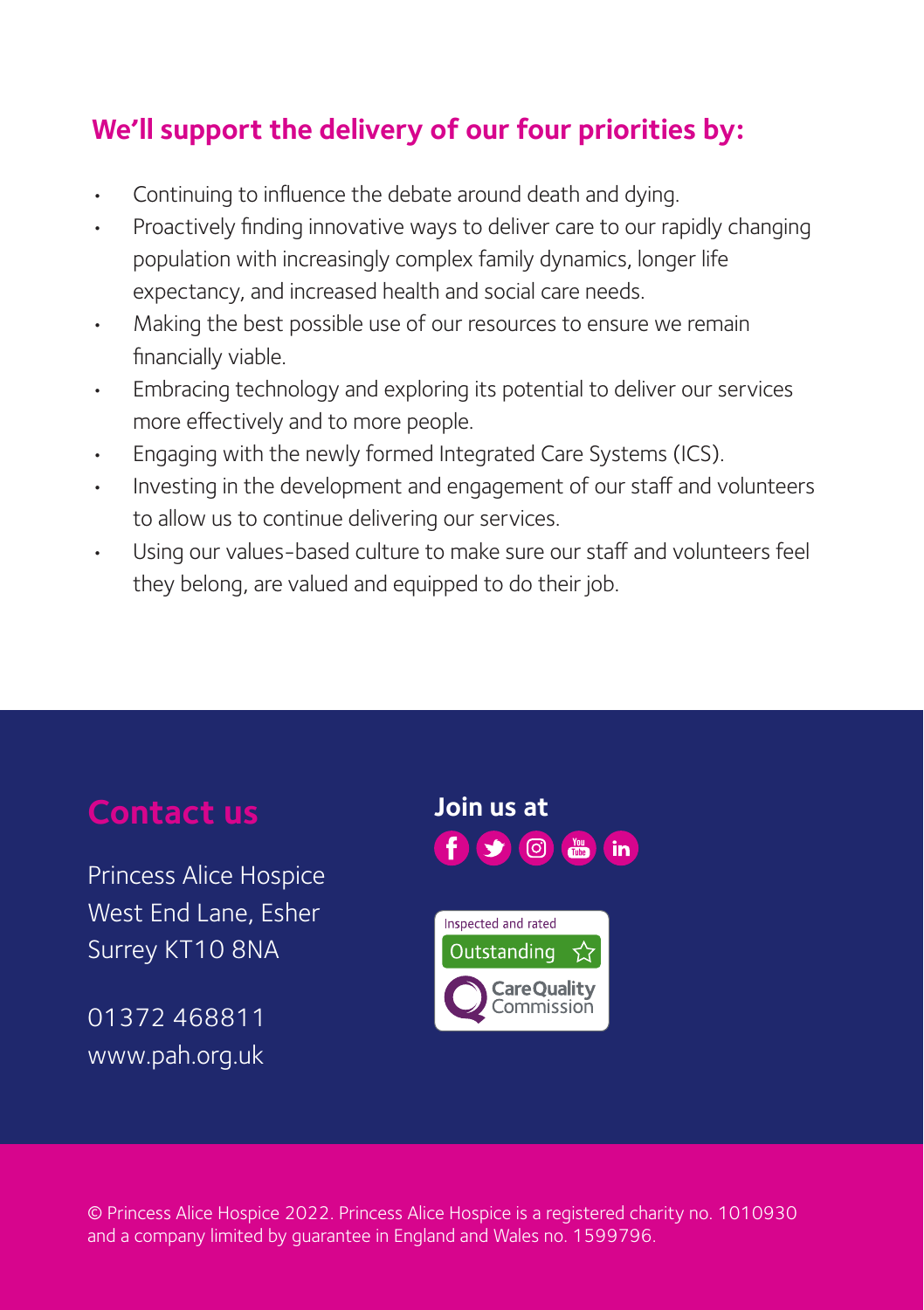## We'll support the delivery of our four priorities by:

- Continuing to influence the debate around death and dying.
- Proactively finding innovative ways to deliver care to our rapidly changing population with increasingly complex family dynamics, longer life expectancy, and increased health and social care needs.
- Making the best possible use of our resources to ensure we remain financially viable.
- Embracing technology and exploring its potential to deliver our services more effectively and to more people.
- Engaging with the newly formed Integrated Care Systems (ICS).
- Investing in the development and engagement of our staff and volunteers to allow us to continue delivering our services.
- Using our values-based culture to make sure our staff and volunteers feel they belong, are valued and equipped to do their job.

## Contact us

Princess Alice Hospice
West End Lane, Esher
Surrey KT10 8NA

01372 468811
www.pah.org.uk

**Join us at**

Inspected and rated
Outstanding
Care Quality Commission

© Princess Alice Hospice 2022. Princess Alice Hospice is a registered charity no. 1010930 and a company limited by guarantee in England and Wales no. 1599796.